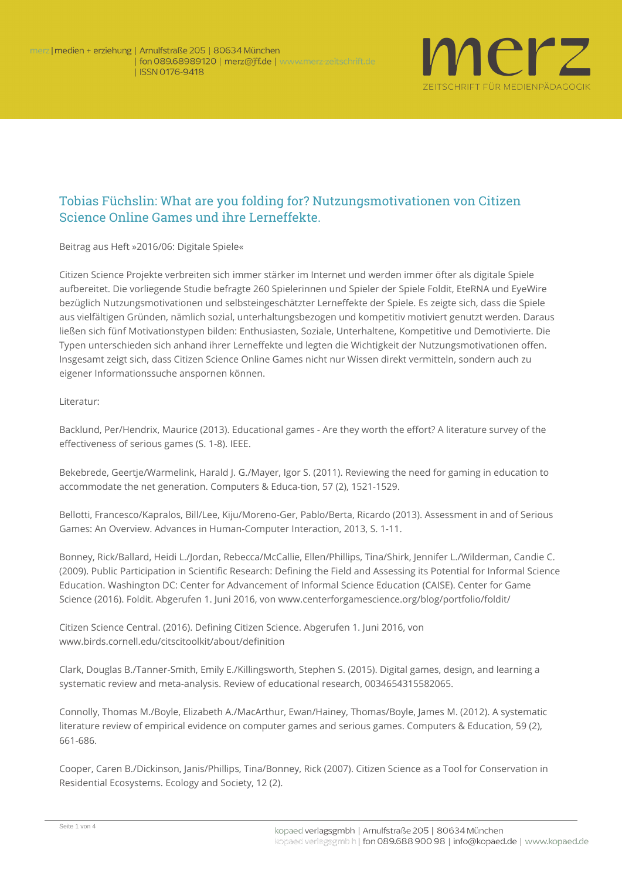# Tobias Füchslin: What are you folding for? Nutzungsmotivationen von Citizen Science Online Games und ihre Lerneffekte.

Beitrag aus Heft »2016/06: Digitale Spiele«

Citizen Science Projekte verbreiten sich immer stärker im Internet und werden immer öfter als digitale Spiele aufbereitet. Die vorliegende Studie befragte 260 Spielerinnen und Spieler der Spiele Foldit, EteRNA und EyeWire bezüglich Nutzungsmotivationen und selbsteingeschätzter Lerneffekte der Spiele. Es zeigte sich, dass die Spiele aus vielfältigen Gründen, nämlich sozial, unterhaltungsbezogen und kompetitiv motiviert genutzt werden. Daraus ließen sich fünf Motivationstypen bilden: Enthusiasten, Soziale, Unterhaltene, Kompetitive und Demotivierte. Die Typen unterschieden sich anhand ihrer Lerneffekte und legten die Wichtigkeit der Nutzungsmotivationen offen. Insgesamt zeigt sich, dass Citizen Science Online Games nicht nur Wissen direkt vermitteln, sondern auch zu eigener Informationssuche anspornen können.

Literatur:

Backlund, Per/Hendrix, Maurice (2013). Educational games - Are they worth the effort? A literature survey of the effectiveness of serious games (S. 1-8). IEEE.

Bekebrede, Geertje/Warmelink, Harald J. G./Mayer, Igor S. (2011). Reviewing the need for gaming in education to accommodate the net generation. Computers & Educa-tion, 57 (2), 1521-1529.

Bellotti, Francesco/Kapralos, Bill/Lee, Kiju/Moreno-Ger, Pablo/Berta, Ricardo (2013). Assessment in and of Serious Games: An Overview. Advances in Human-Computer Interaction, 2013, S. 1-11.

Bonney, Rick/Ballard, Heidi L./Jordan, Rebecca/McCallie, Ellen/Phillips, Tina/Shirk, Jennifer L./Wilderman, Candie C. (2009). Public Participation in Scientific Research: Defining the Field and Assessing its Potential for Informal Science Education. Washington DC: Center for Advancement of Informal Science Education (CAISE). Center for Game Science (2016). Foldit. Abgerufen 1. Juni 2016, von www.centerforgamescience.org/blog/portfolio/foldit/

Citizen Science Central. (2016). Defining Citizen Science. Abgerufen 1. Juni 2016, von www.birds.cornell.edu/citscitoolkit/about/definition

Clark, Douglas B./Tanner-Smith, Emily E./Killingsworth, Stephen S. (2015). Digital games, design, and learning a systematic review and meta-analysis. Review of educational research, 0034654315582065.

Connolly, Thomas M./Boyle, Elizabeth A./MacArthur, Ewan/Hainey, Thomas/Boyle, James M. (2012). A systematic literature review of empirical evidence on computer games and serious games. Computers & Education, 59 (2), 661-686.

Cooper, Caren B./Dickinson, Janis/Phillips, Tina/Bonney, Rick (2007). Citizen Science as a Tool for Conservation in Residential Ecosystems. Ecology and Society, 12 (2).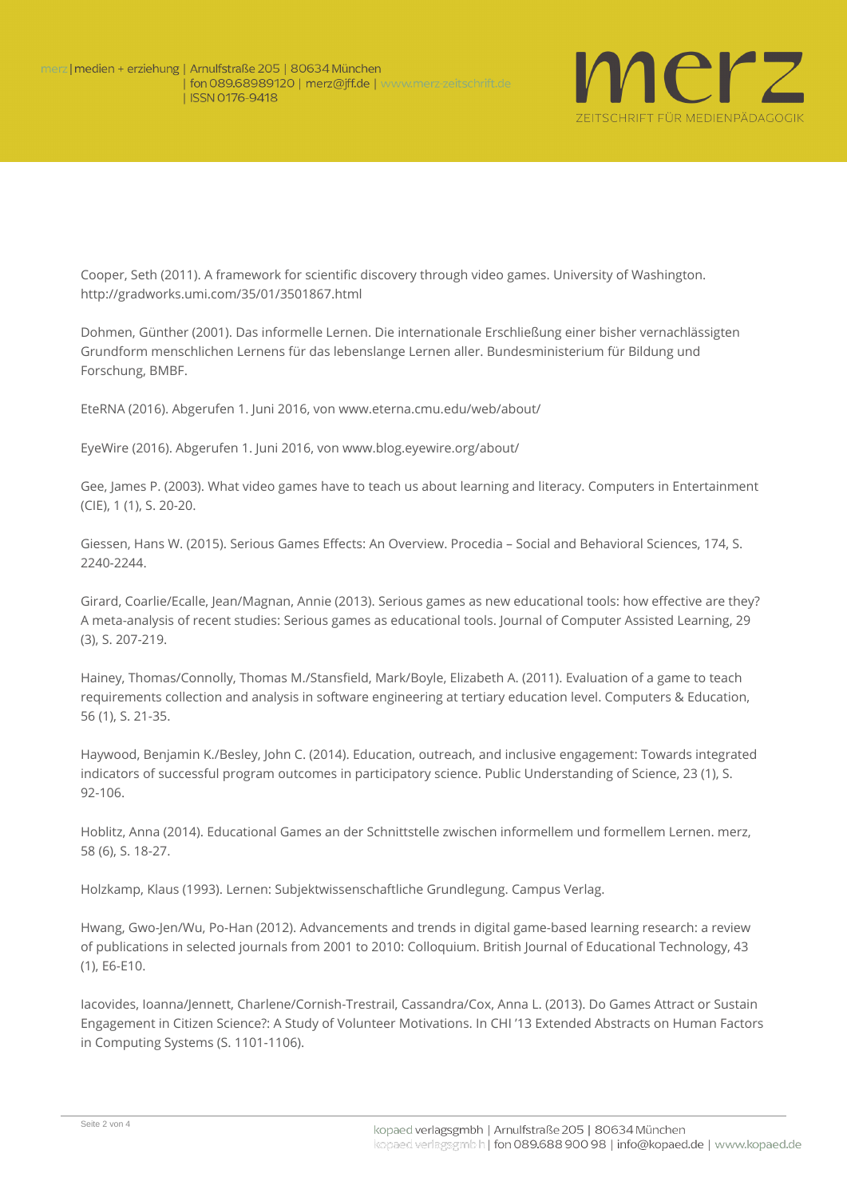Cooper, Seth (2011). A framework for scientific discovery through video games. University of Washington. http://gradworks.umi.com/35/01/3501867.html

Dohmen, Günther (2001). Das informelle Lernen. Die internationale Erschließung einer bisher vernachlässigten Grundform menschlichen Lernens für das lebenslange Lernen aller. Bundesministerium für Bildung und Forschung, BMBF.

EteRNA (2016). Abgerufen 1. Juni 2016, von www.eterna.cmu.edu/web/about/

EyeWire (2016). Abgerufen 1. Juni 2016, von www.blog.eyewire.org/about/

Gee, James P. (2003). What video games have to teach us about learning and literacy. Computers in Entertainment (CIE), 1 (1), S. 20-20.

Giessen, Hans W. (2015). Serious Games Effects: An Overview. Procedia – Social and Behavioral Sciences, 174, S. 2240-2244.

Girard, Coarlie/Ecalle, Jean/Magnan, Annie (2013). Serious games as new educational tools: how effective are they? A meta-analysis of recent studies: Serious games as educational tools. Journal of Computer Assisted Learning, 29 (3), S. 207-219.

Hainey, Thomas/Connolly, Thomas M./Stansfield, Mark/Boyle, Elizabeth A. (2011). Evaluation of a game to teach requirements collection and analysis in software engineering at tertiary education level. Computers & Education, 56 (1), S. 21-35.

Haywood, Benjamin K./Besley, John C. (2014). Education, outreach, and inclusive engagement: Towards integrated indicators of successful program outcomes in participatory science. Public Understanding of Science, 23 (1), S. 92-106.

Hoblitz, Anna (2014). Educational Games an der Schnittstelle zwischen informellem und formellem Lernen. merz, 58 (6), S. 18-27.

Holzkamp, Klaus (1993). Lernen: Subjektwissenschaftliche Grundlegung. Campus Verlag.

Hwang, Gwo-Jen/Wu, Po-Han (2012). Advancements and trends in digital game-based learning research: a review of publications in selected journals from 2001 to 2010: Colloquium. British Journal of Educational Technology, 43 (1), E6-E10.

Iacovides, Ioanna/Jennett, Charlene/Cornish-Trestrail, Cassandra/Cox, Anna L. (2013). Do Games Attract or Sustain Engagement in Citizen Science?: A Study of Volunteer Motivations. In CHI '13 Extended Abstracts on Human Factors in Computing Systems (S. 1101-1106).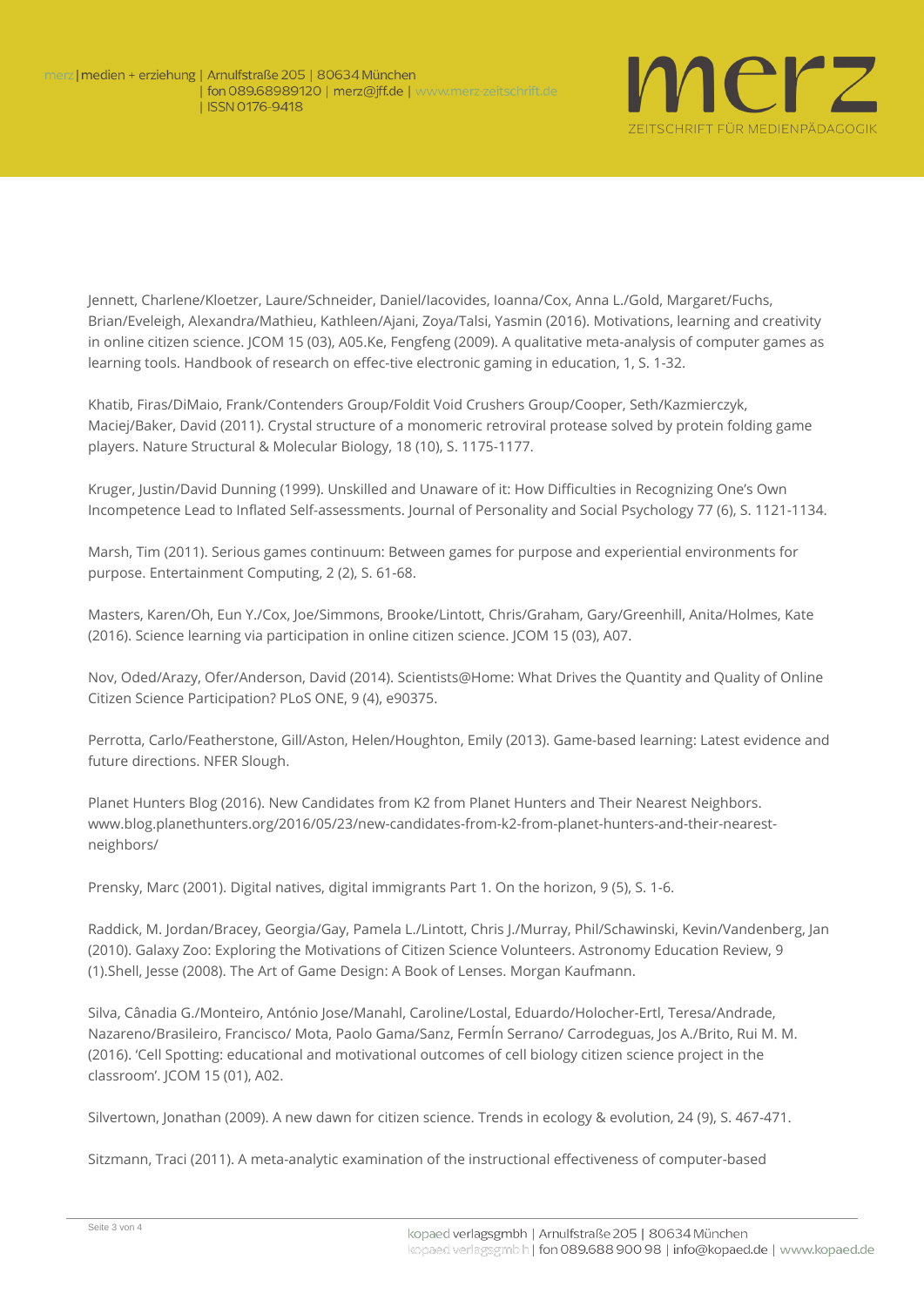Jennett, Charlene/Kloetzer, Laure/Schneider, Daniel/Iacovides, Ioanna/Cox, Anna L./Gold, Margaret/Fuchs, Brian/Eveleigh, Alexandra/Mathieu, Kathleen/Ajani, Zoya/Talsi, Yasmin (2016). Motivations, learning and creativity in online citizen science. JCOM 15 (03), A05.Ke, Fengfeng (2009). A qualitative meta-analysis of computer games as learning tools. Handbook of research on effec-tive electronic gaming in education, 1, S. 1-32.

Khatib, Firas/DiMaio, Frank/Contenders Group/Foldit Void Crushers Group/Cooper, Seth/Kazmierczyk, Maciej/Baker, David (2011). Crystal structure of a monomeric retroviral protease solved by protein folding game players. Nature Structural & Molecular Biology, 18 (10), S. 1175-1177.

Kruger, Justin/David Dunning (1999). Unskilled and Unaware of it: How Difficulties in Recognizing One's Own Incompetence Lead to Inflated Self-assessments. Journal of Personality and Social Psychology 77 (6), S. 1121-1134.

Marsh, Tim (2011). Serious games continuum: Between games for purpose and experiential environments for purpose. Entertainment Computing, 2 (2), S. 61-68.

Masters, Karen/Oh, Eun Y./Cox, Joe/Simmons, Brooke/Lintott, Chris/Graham, Gary/Greenhill, Anita/Holmes, Kate (2016). Science learning via participation in online citizen science. JCOM 15 (03), A07.

Nov, Oded/Arazy, Ofer/Anderson, David (2014). Scientists@Home: What Drives the Quantity and Quality of Online Citizen Science Participation? PLoS ONE, 9 (4), e90375.

Perrotta, Carlo/Featherstone, Gill/Aston, Helen/Houghton, Emily (2013). Game-based learning: Latest evidence and future directions. NFER Slough.

Planet Hunters Blog (2016). New Candidates from K2 from Planet Hunters and Their Nearest Neighbors. www.blog.planethunters.org/2016/05/23/new-candidates-from-k2-from-planet-hunters-and-their-nearest-neighbors/

Prensky, Marc (2001). Digital natives, digital immigrants Part 1. On the horizon, 9 (5), S. 1-6.

Raddick, M. Jordan/Bracey, Georgia/Gay, Pamela L./Lintott, Chris J./Murray, Phil/Schawinski, Kevin/Vandenberg, Jan (2010). Galaxy Zoo: Exploring the Motivations of Citizen Science Volunteers. Astronomy Education Review, 9 (1).Shell, Jesse (2008). The Art of Game Design: A Book of Lenses. Morgan Kaufmann.

Silva, Cânadia G./Monteiro, António Jose/Manahl, Caroline/Lostal, Eduardo/Holocher-Ertl, Teresa/Andrade, Nazareno/Brasileiro, Francisco/ Mota, Paolo Gama/Sanz, FermÍn Serrano/ Carrodeguas, Jos A./Brito, Rui M. M. (2016). 'Cell Spotting: educational and motivational outcomes of cell biology citizen science project in the classroom'. JCOM 15 (01), A02.

Silvertown, Jonathan (2009). A new dawn for citizen science. Trends in ecology & evolution, 24 (9), S. 467-471.

Sitzmann, Traci (2011). A meta-analytic examination of the instructional effectiveness of computer-based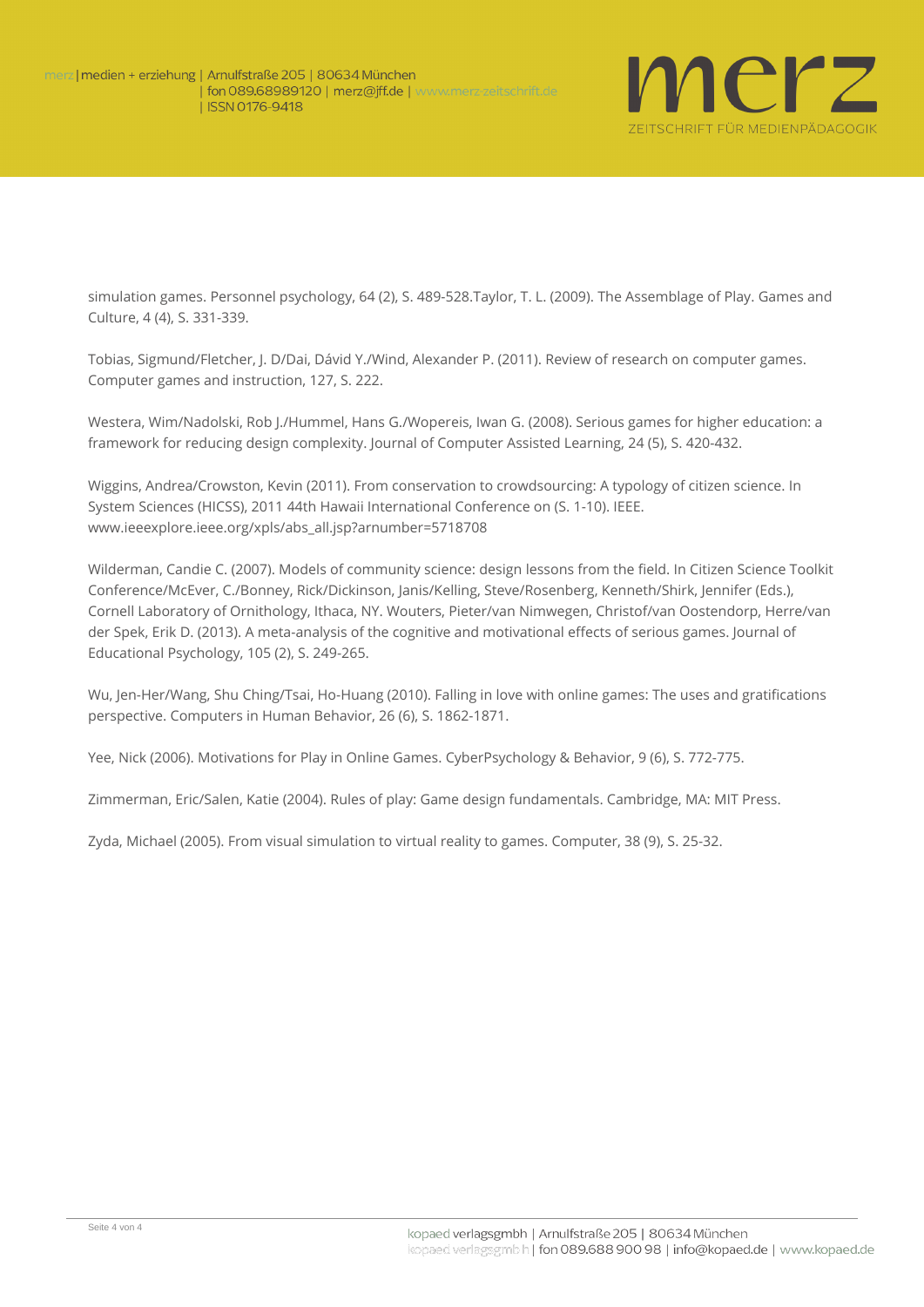simulation games. Personnel psychology, 64 (2), S. 489-528.Taylor, T. L. (2009). The Assemblage of Play. Games and Culture, 4 (4), S. 331-339.

Tobias, Sigmund/Fletcher, J. D/Dai, Dávid Y./Wind, Alexander P. (2011). Review of research on computer games. Computer games and instruction, 127, S. 222.

Westera, Wim/Nadolski, Rob J./Hummel, Hans G./Wopereis, Iwan G. (2008). Serious games for higher education: a framework for reducing design complexity. Journal of Computer Assisted Learning, 24 (5), S. 420-432.

Wiggins, Andrea/Crowston, Kevin (2011). From conservation to crowdsourcing: A typology of citizen science. In System Sciences (HICSS), 2011 44th Hawaii International Conference on (S. 1-10). IEEE. www.ieeexplore.ieee.org/xpls/abs_all.jsp?arnumber=5718708

Wilderman, Candie C. (2007). Models of community science: design lessons from the field. In Citizen Science Toolkit Conference/McEver, C./Bonney, Rick/Dickinson, Janis/Kelling, Steve/Rosenberg, Kenneth/Shirk, Jennifer (Eds.), Cornell Laboratory of Ornithology, Ithaca, NY. Wouters, Pieter/van Nimwegen, Christof/van Oostendorp, Herre/van der Spek, Erik D. (2013). A meta-analysis of the cognitive and motivational effects of serious games. Journal of Educational Psychology, 105 (2), S. 249-265.

Wu, Jen-Her/Wang, Shu Ching/Tsai, Ho-Huang (2010). Falling in love with online games: The uses and gratifications perspective. Computers in Human Behavior, 26 (6), S. 1862-1871.

Yee, Nick (2006). Motivations for Play in Online Games. CyberPsychology & Behavior, 9 (6), S. 772-775.

Zimmerman, Eric/Salen, Katie (2004). Rules of play: Game design fundamentals. Cambridge, MA: MIT Press.

Zyda, Michael (2005). From visual simulation to virtual reality to games. Computer, 38 (9), S. 25-32.